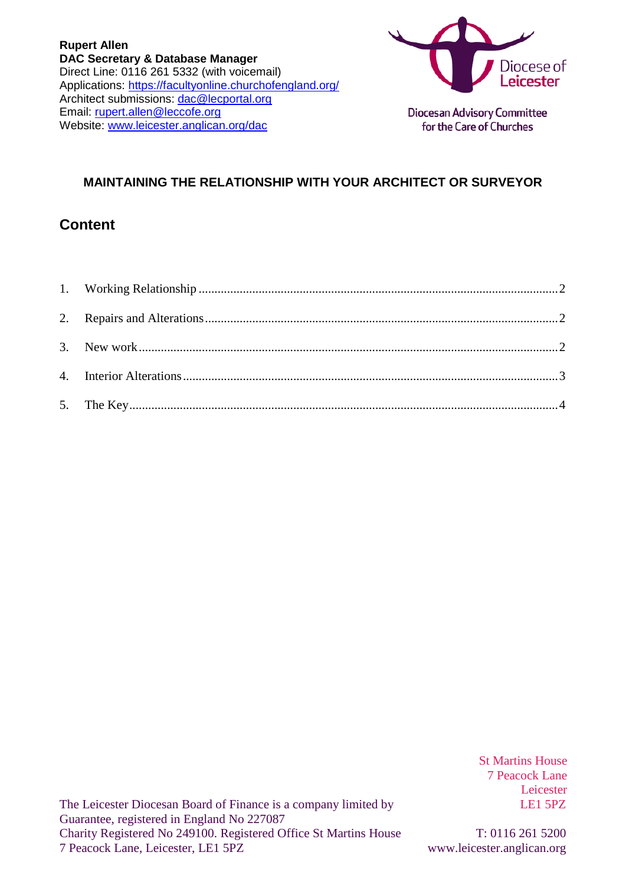**Rupert Allen**
**DAC Secretary & Database Manager**
Direct Line: 0116 261 5332 (with voicemail)
Applications: https://facultyonline.churchofengland.org/
Architect submissions: dac@lecportal.org
Email: rupert.allen@leccofe.org
Website: www.leicester.anglican.org/dac

Diocese of Leicester

Diocesan Advisory Committee for the Care of Churches

**MAINTAINING THE RELATIONSHIP WITH YOUR ARCHITECT OR SURVEYOR**

## Content

1. Working Relationship ........ 2
2. Repairs and Alterations ........ 2
3. New work ........ 2
4. Interior Alterations ........ 3
5. The Key ........ 4

St Martins House
7 Peacock Lane
Leicester
LE1 5PZ

T: 0116 261 5200
www.leicester.anglican.org

The Leicester Diocesan Board of Finance is a company limited by Guarantee, registered in England No 227087
Charity Registered No 249100. Registered Office St Martins House 7 Peacock Lane, Leicester, LE1 5PZ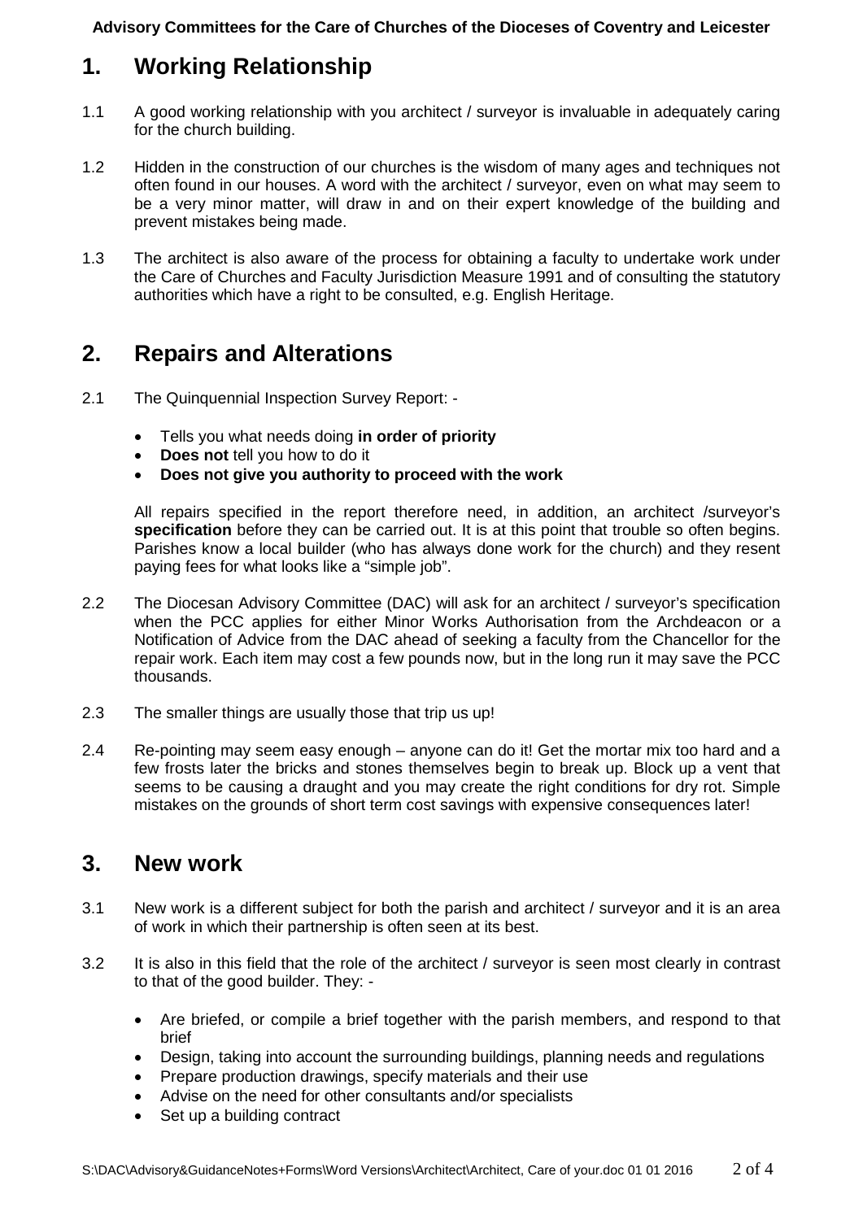## 1. Working Relationship

1.1 A good working relationship with you architect / surveyor is invaluable in adequately caring for the church building.

1.2 Hidden in the construction of our churches is the wisdom of many ages and techniques not often found in our houses. A word with the architect / surveyor, even on what may seem to be a very minor matter, will draw in and on their expert knowledge of the building and prevent mistakes being made.

1.3 The architect is also aware of the process for obtaining a faculty to undertake work under the Care of Churches and Faculty Jurisdiction Measure 1991 and of consulting the statutory authorities which have a right to be consulted, e.g. English Heritage.

## 2. Repairs and Alterations

2.1 The Quinquennial Inspection Survey Report: -

- Tells you what needs doing **in order of priority**
- **Does not** tell you how to do it
- **Does not give you authority to proceed with the work**

All repairs specified in the report therefore need, in addition, an architect /surveyor's **specification** before they can be carried out. It is at this point that trouble so often begins. Parishes know a local builder (who has always done work for the church) and they resent paying fees for what looks like a "simple job".

2.2 The Diocesan Advisory Committee (DAC) will ask for an architect / surveyor's specification when the PCC applies for either Minor Works Authorisation from the Archdeacon or a Notification of Advice from the DAC ahead of seeking a faculty from the Chancellor for the repair work. Each item may cost a few pounds now, but in the long run it may save the PCC thousands.

2.3 The smaller things are usually those that trip us up!

2.4 Re-pointing may seem easy enough – anyone can do it! Get the mortar mix too hard and a few frosts later the bricks and stones themselves begin to break up. Block up a vent that seems to be causing a draught and you may create the right conditions for dry rot. Simple mistakes on the grounds of short term cost savings with expensive consequences later!

## 3. New work

3.1 New work is a different subject for both the parish and architect / surveyor and it is an area of work in which their partnership is often seen at its best.

3.2 It is also in this field that the role of the architect / surveyor is seen most clearly in contrast to that of the good builder. They: -

- Are briefed, or compile a brief together with the parish members, and respond to that brief
- Design, taking into account the surrounding buildings, planning needs and regulations
- Prepare production drawings, specify materials and their use
- Advise on the need for other consultants and/or specialists
- Set up a building contract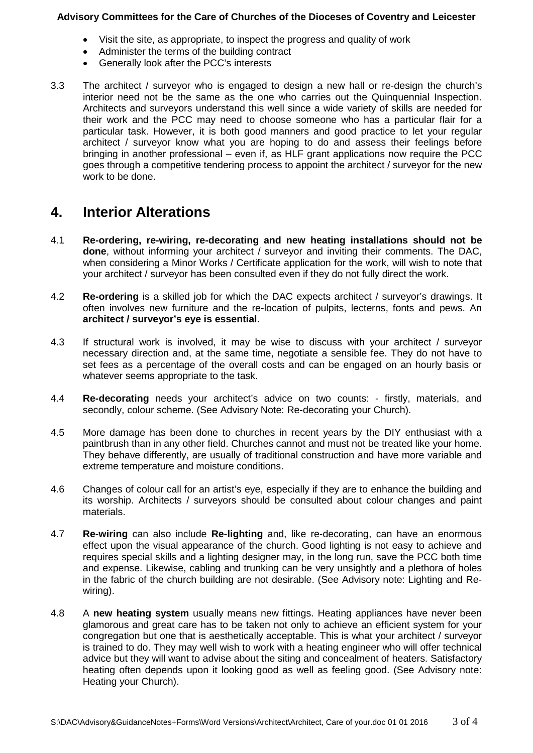- Visit the site, as appropriate, to inspect the progress and quality of work
- Administer the terms of the building contract
- Generally look after the PCC's interests

3.3 The architect / surveyor who is engaged to design a new hall or re-design the church's interior need not be the same as the one who carries out the Quinquennial Inspection. Architects and surveyors understand this well since a wide variety of skills are needed for their work and the PCC may need to choose someone who has a particular flair for a particular task. However, it is both good manners and good practice to let your regular architect / surveyor know what you are hoping to do and assess their feelings before bringing in another professional – even if, as HLF grant applications now require the PCC goes through a competitive tendering process to appoint the architect / surveyor for the new work to be done.

## 4. Interior Alterations

4.1 **Re-ordering, re-wiring, re-decorating and new heating installations should not be done**, without informing your architect / surveyor and inviting their comments. The DAC, when considering a Minor Works / Certificate application for the work, will wish to note that your architect / surveyor has been consulted even if they do not fully direct the work.

4.2 **Re-ordering** is a skilled job for which the DAC expects architect / surveyor's drawings. It often involves new furniture and the re-location of pulpits, lecterns, fonts and pews. An **architect / surveyor's eye is essential**.

4.3 If structural work is involved, it may be wise to discuss with your architect / surveyor necessary direction and, at the same time, negotiate a sensible fee. They do not have to set fees as a percentage of the overall costs and can be engaged on an hourly basis or whatever seems appropriate to the task.

4.4 **Re-decorating** needs your architect's advice on two counts: - firstly, materials, and secondly, colour scheme. (See Advisory Note: Re-decorating your Church).

4.5 More damage has been done to churches in recent years by the DIY enthusiast with a paintbrush than in any other field. Churches cannot and must not be treated like your home. They behave differently, are usually of traditional construction and have more variable and extreme temperature and moisture conditions.

4.6 Changes of colour call for an artist's eye, especially if they are to enhance the building and its worship. Architects / surveyors should be consulted about colour changes and paint materials.

4.7 **Re-wiring** can also include **Re-lighting** and, like re-decorating, can have an enormous effect upon the visual appearance of the church. Good lighting is not easy to achieve and requires special skills and a lighting designer may, in the long run, save the PCC both time and expense. Likewise, cabling and trunking can be very unsightly and a plethora of holes in the fabric of the church building are not desirable. (See Advisory note: Lighting and Re-wiring).

4.8 A **new heating system** usually means new fittings. Heating appliances have never been glamorous and great care has to be taken not only to achieve an efficient system for your congregation but one that is aesthetically acceptable. This is what your architect / surveyor is trained to do. They may well wish to work with a heating engineer who will offer technical advice but they will want to advise about the siting and concealment of heaters. Satisfactory heating often depends upon it looking good as well as feeling good. (See Advisory note: Heating your Church).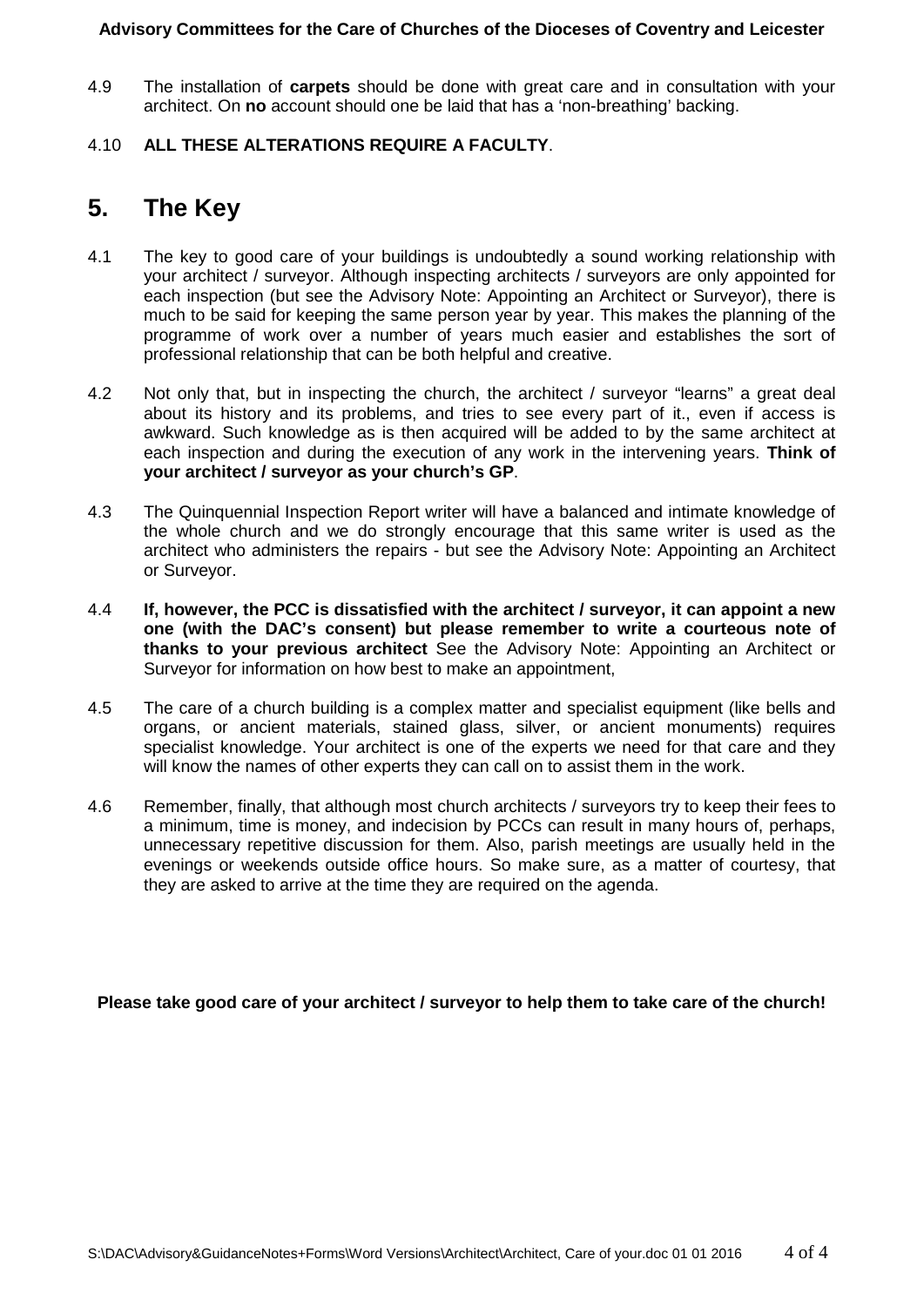4.9 The installation of **carpets** should be done with great care and in consultation with your architect. On **no** account should one be laid that has a 'non-breathing' backing.

4.10 **ALL THESE ALTERATIONS REQUIRE A FACULTY**.

# 5. The Key

4.1 The key to good care of your buildings is undoubtedly a sound working relationship with your architect / surveyor. Although inspecting architects / surveyors are only appointed for each inspection (but see the Advisory Note: Appointing an Architect or Surveyor), there is much to be said for keeping the same person year by year. This makes the planning of the programme of work over a number of years much easier and establishes the sort of professional relationship that can be both helpful and creative.

4.2 Not only that, but in inspecting the church, the architect / surveyor "learns" a great deal about its history and its problems, and tries to see every part of it., even if access is awkward. Such knowledge as is then acquired will be added to by the same architect at each inspection and during the execution of any work in the intervening years. **Think of your architect / surveyor as your church's GP**.

4.3 The Quinquennial Inspection Report writer will have a balanced and intimate knowledge of the whole church and we do strongly encourage that this same writer is used as the architect who administers the repairs - but see the Advisory Note: Appointing an Architect or Surveyor.

4.4 **If, however, the PCC is dissatisfied with the architect / surveyor, it can appoint a new one (with the DAC's consent) but please remember to write a courteous note of thanks to your previous architect** See the Advisory Note: Appointing an Architect or Surveyor for information on how best to make an appointment,

4.5 The care of a church building is a complex matter and specialist equipment (like bells and organs, or ancient materials, stained glass, silver, or ancient monuments) requires specialist knowledge. Your architect is one of the experts we need for that care and they will know the names of other experts they can call on to assist them in the work.

4.6 Remember, finally, that although most church architects / surveyors try to keep their fees to a minimum, time is money, and indecision by PCCs can result in many hours of, perhaps, unnecessary repetitive discussion for them. Also, parish meetings are usually held in the evenings or weekends outside office hours. So make sure, as a matter of courtesy, that they are asked to arrive at the time they are required on the agenda.

**Please take good care of your architect / surveyor to help them to take care of the church!**